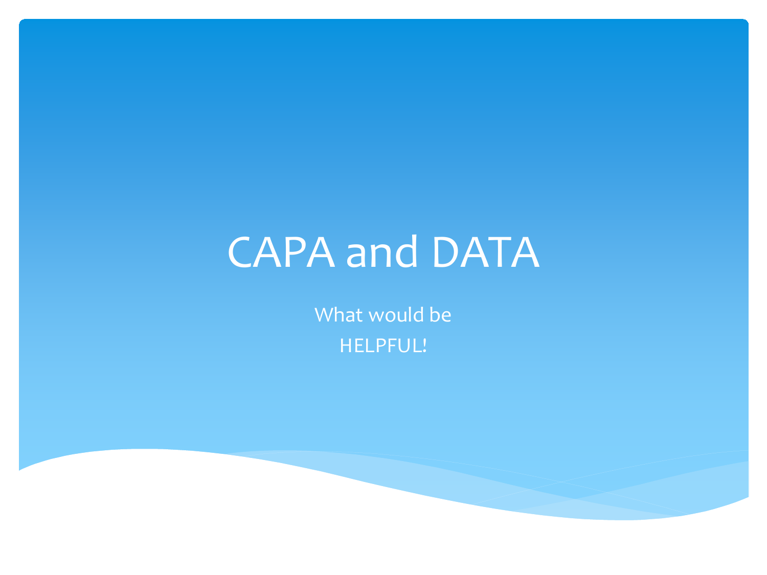# CAPA and DATA

What would be
HELPFUL!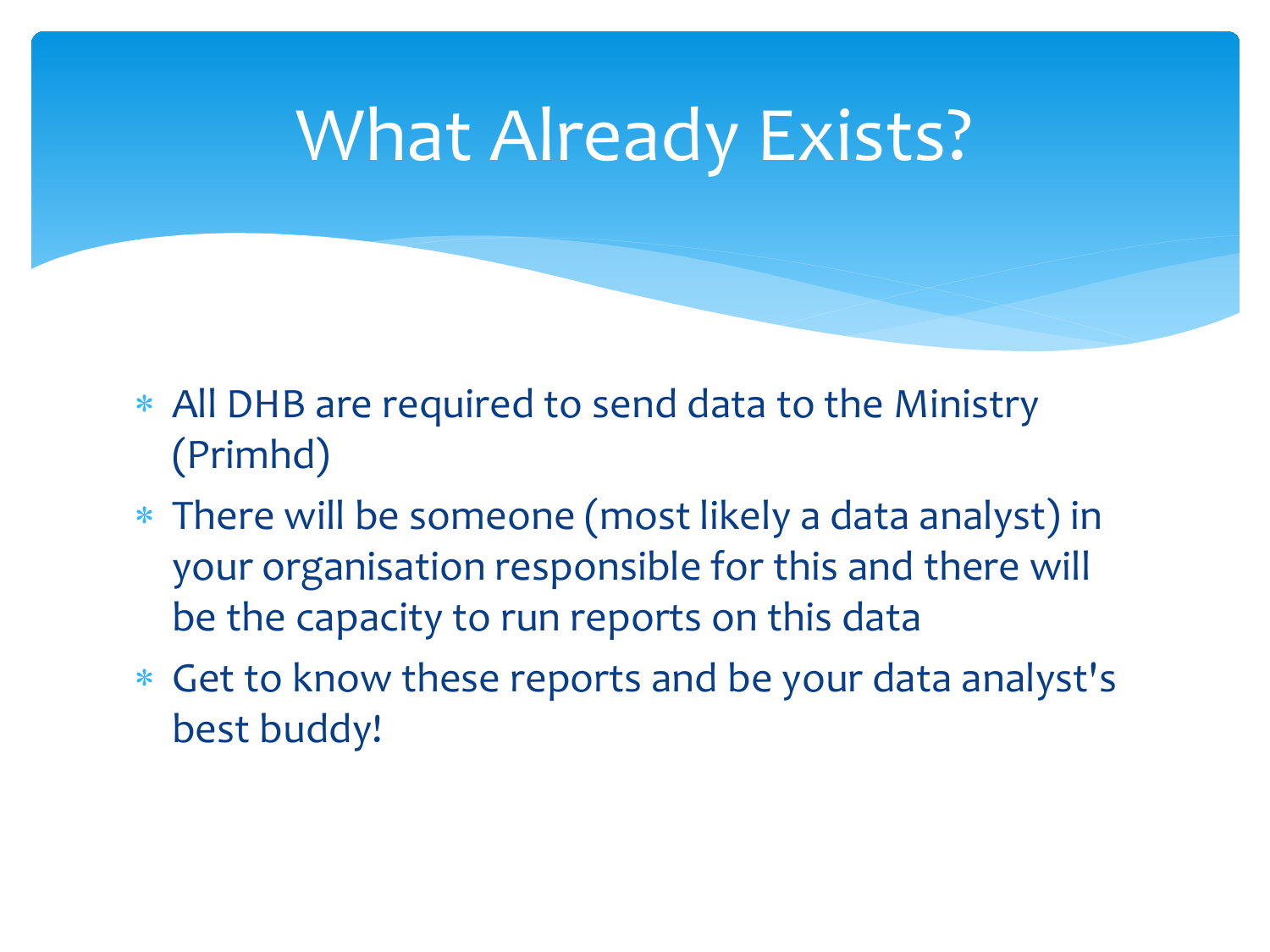# What Already Exists?

- All DHB are required to send data to the Ministry (Primhd)
- There will be someone (most likely a data analyst) in your organisation responsible for this and there will be the capacity to run reports on this data
- Get to know these reports and be your data analyst's best buddy!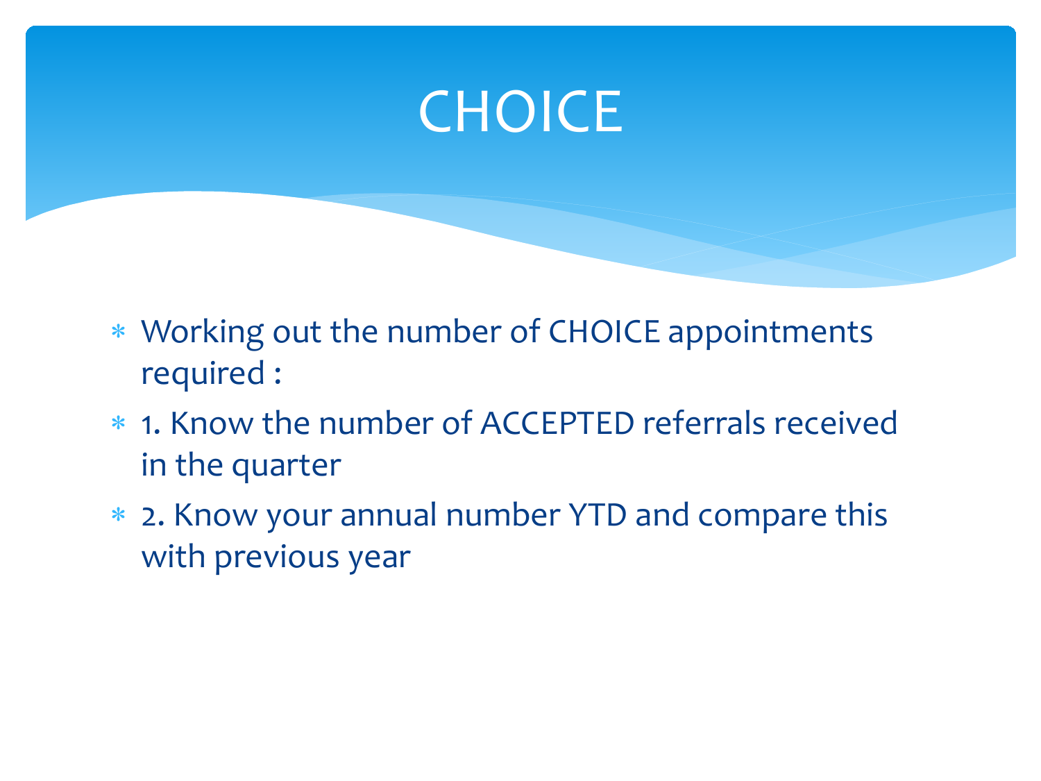# CHOICE

* Working out the number of CHOICE appointments required :
* 1. Know the number of ACCEPTED referrals received in the quarter
* 2. Know your annual number YTD and compare this with previous year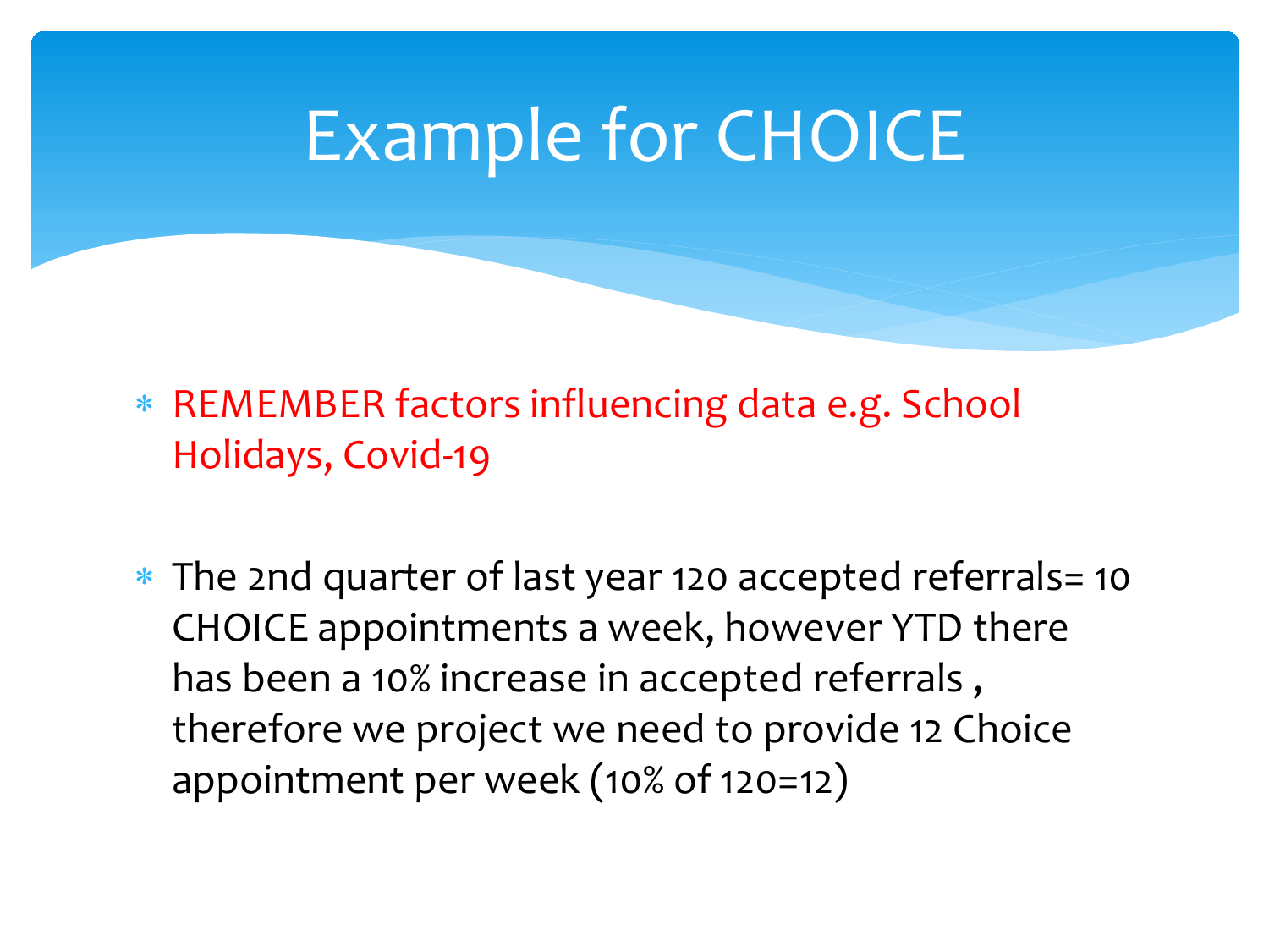# Example for CHOICE

- REMEMBER factors influencing data e.g. School Holidays, Covid-19

- The 2nd quarter of last year 120 accepted referrals= 10 CHOICE appointments a week, however YTD there has been a 10% increase in accepted referrals , therefore we project we need to provide 12 Choice appointment per week (10% of 120=12)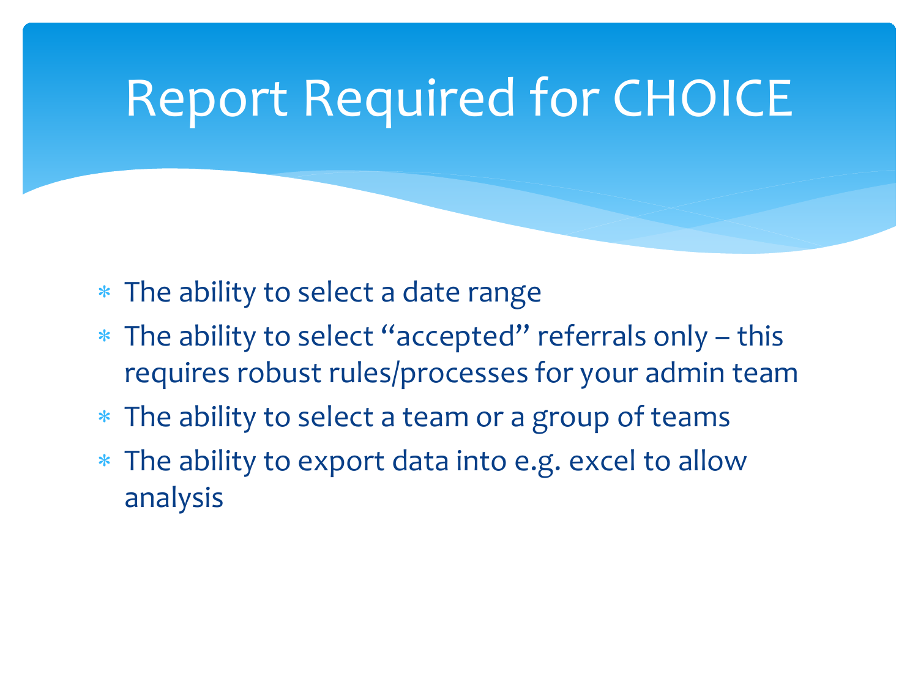# Report Required for CHOICE

- The ability to select a date range
- The ability to select "accepted" referrals only – this requires robust rules/processes for your admin team
- The ability to select a team or a group of teams
- The ability to export data into e.g. excel to allow analysis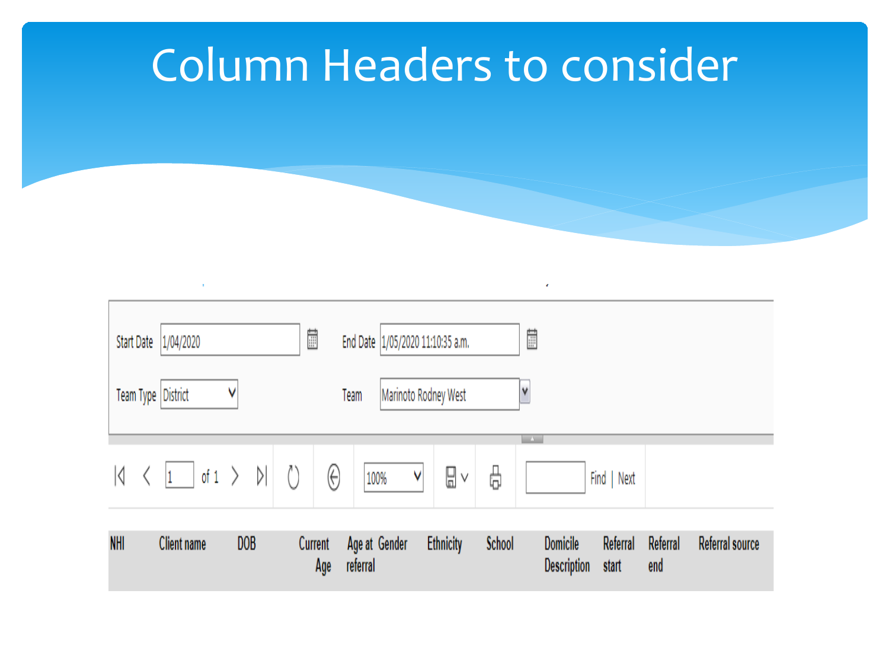# Column Headers to consider

Start Date 1/04/2020 End Date 1/05/2020 11:10:35 a.m.

Team Type District Team Marinoto Rodney West

1 of 1 100% Find | Next

| NHI | Client name | DOB | Current Age | Age at referral | Gender | Ethnicity | School | Domicile Description | Referral start | Referral end | Referral source |
|---|---|---|---|---|---|---|---|---|---|---|---|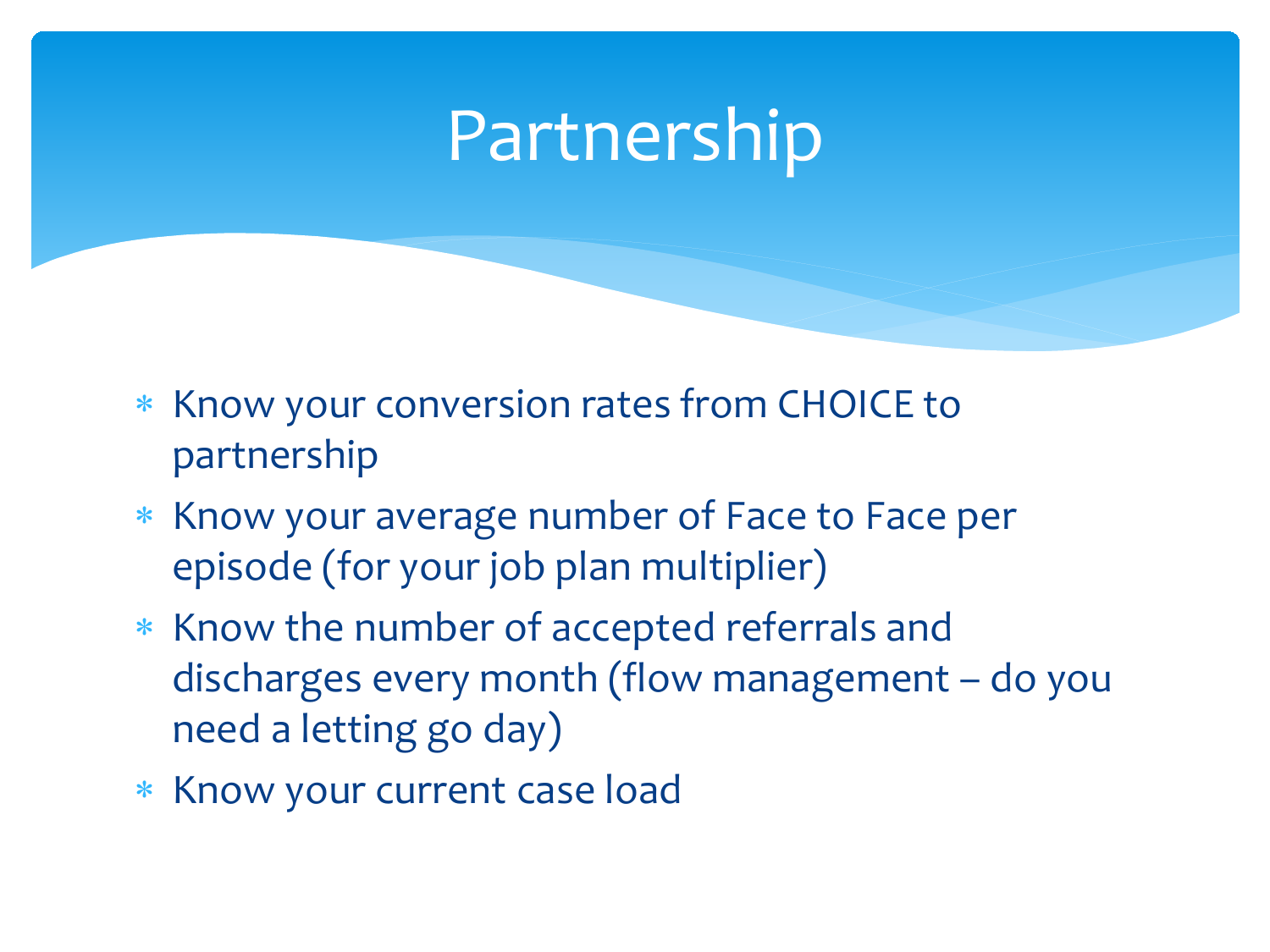# Partnership

- Know your conversion rates from CHOICE to partnership
- Know your average number of Face to Face per episode (for your job plan multiplier)
- Know the number of accepted referrals and discharges every month (flow management – do you need a letting go day)
- Know your current case load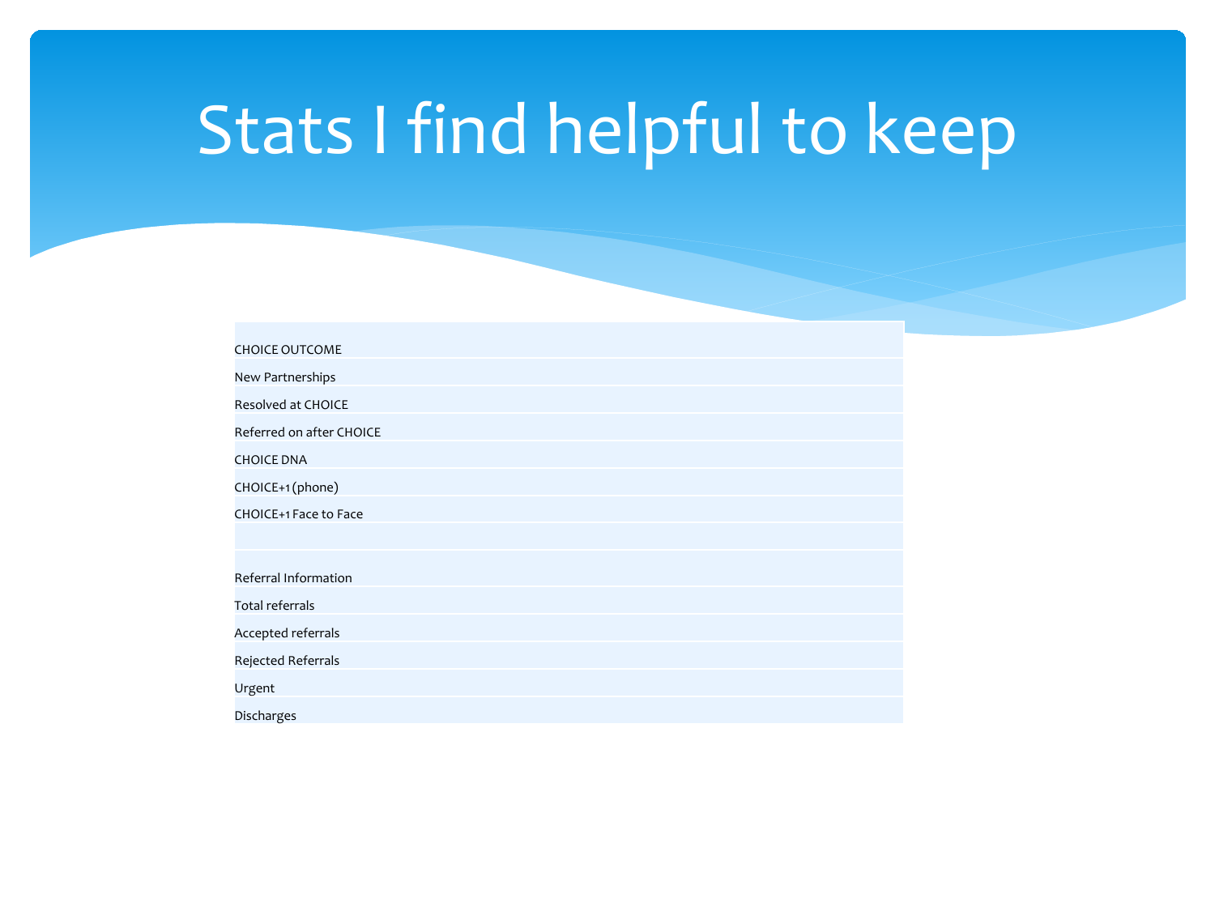# Stats I find helpful to keep

| CHOICE OUTCOME |
|---|
| New Partnerships |
| Resolved at CHOICE |
| Referred on after CHOICE |
| CHOICE DNA |
| CHOICE+1 (phone) |
| CHOICE+1 Face to Face |
| |
| Referral Information |
| Total referrals |
| Accepted referrals |
| Rejected Referrals |
| Urgent |
| Discharges |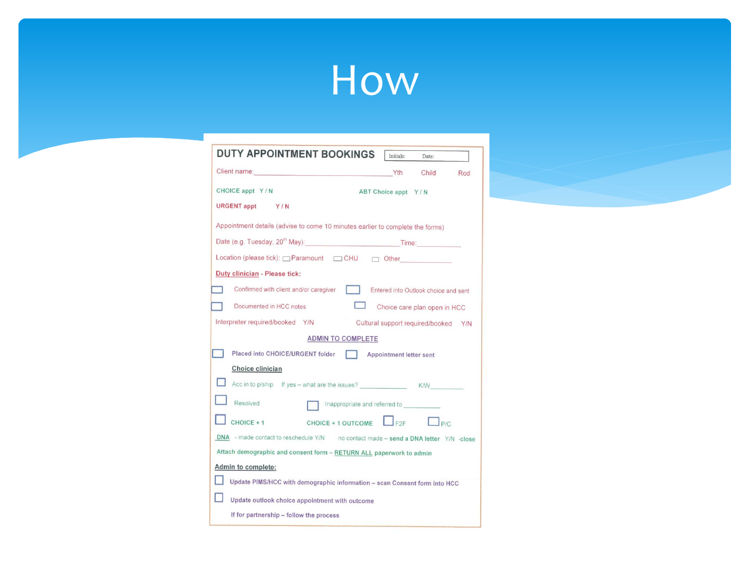# How

## DUTY APPOINTMENT BOOKINGS

Initials: Date:

Client name: ____________________ Yth Child Rod

CHOICE appt Y / N

ABT Choice appt Y / N

URGENT appt Y / N

Appointment details (advise to come 10 minutes earlier to complete the forms)

Date (e.g. Tuesday, 20th May): ____________________ Time: __________

Location (please tick): ☐ Paramount ☐ CHU ☐ Other __________

**Duty clinician - Please tick:**

- ☐ Confirmed with client and/or caregiver
- ☐ Entered into Outlook choice and sent
- ☐ Documented in HCC notes
- ☐ Choice care plan open in HCC

Interpreter required/booked Y/N

Cultural support required/booked Y/N

**ADMIN TO COMPLETE**

- ☐ Placed into CHOICE/URGENT folder
- ☐ Appointment letter sent

**Choice clinician**

- ☐ Acc in to p/ship If yes – what are the issues? __________ K/W__________
- ☐ Resolved
- ☐ Inappropriate and referred to __________
- ☐ CHOICE + 1

CHOICE + 1 OUTCOME ☐ F2F ☐ P/C

DNA - made contact to reschedule Y/N no contact made – send a DNA letter Y/N -close

Attach demographic and consent form – RETURN ALL paperwork to admin

**Admin to complete:**

- ☐ Update PIMS/HCC with demographic information – scan Consent form into HCC
- ☐ Update outlook choice appointment with outcome

If for partnership – follow the process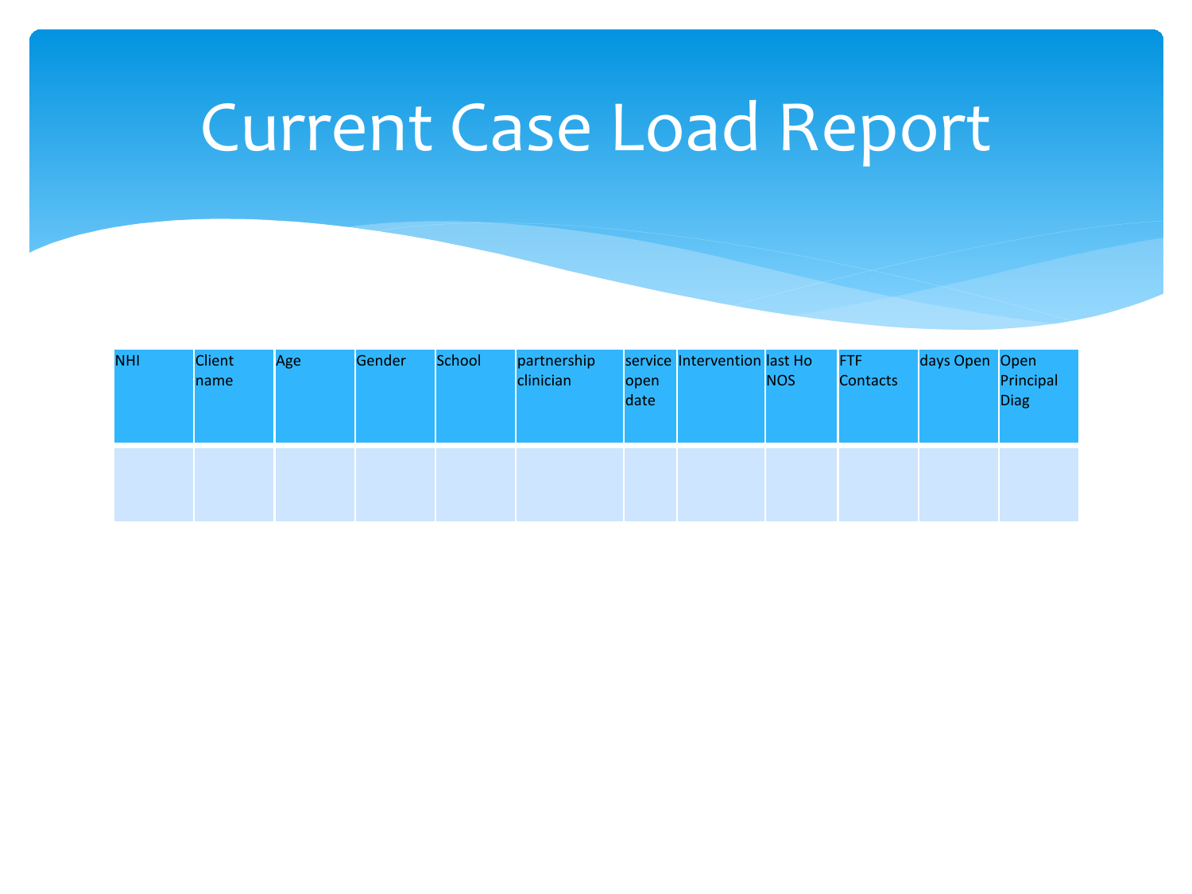# Current Case Load Report

| NHI | Client name | Age | Gender | School | partnership clinician | service open date | Intervention | last Ho NOS | FTF Contacts | days Open | Open Principal Diag |
|---|---|---|---|---|---|---|---|---|---|---|---|
| | | | | | | | | | | | |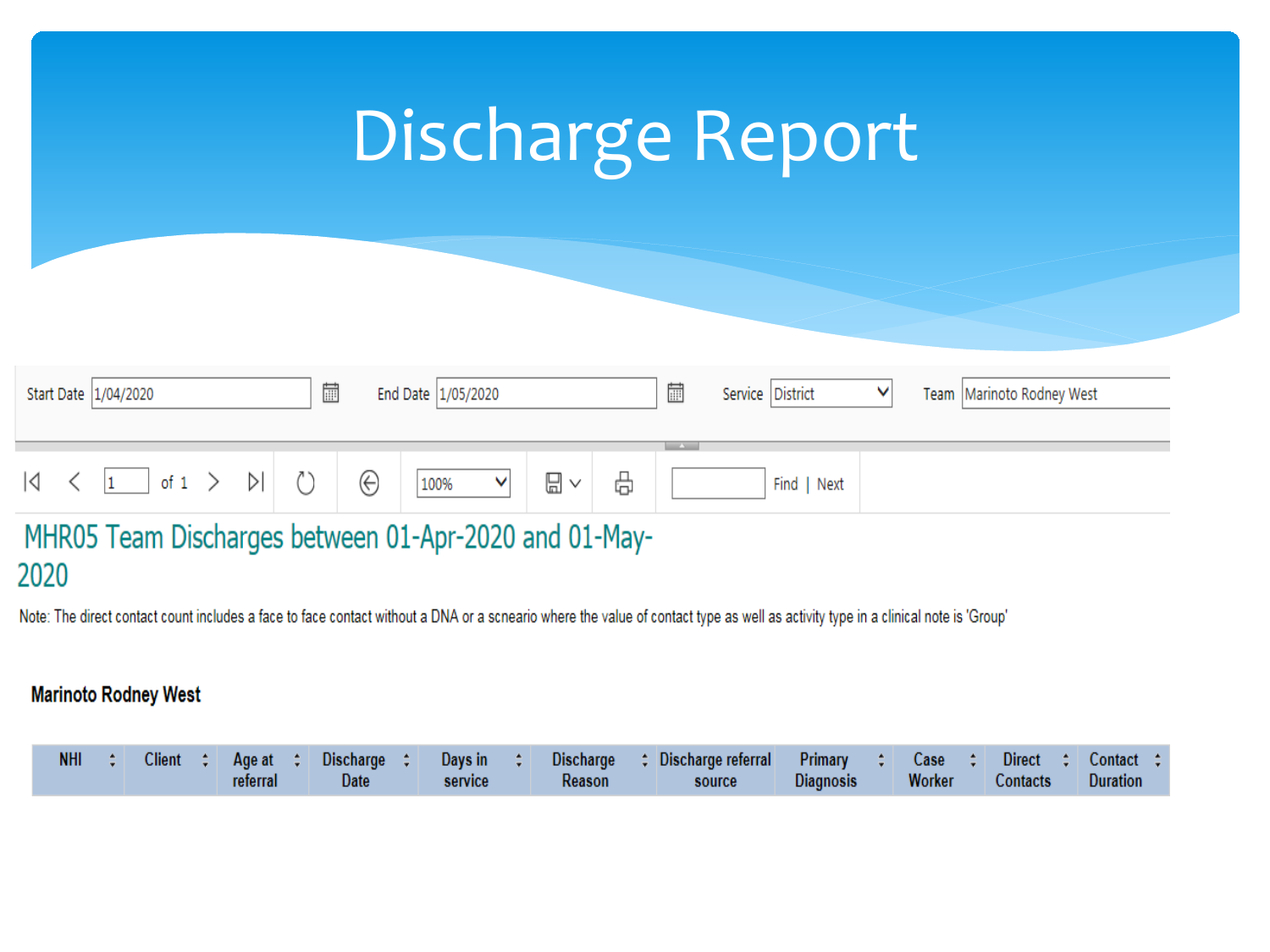# Discharge Report

Start Date 1/04/2020 | End Date 1/05/2020 | Service District | Team Marinoto Rodney West

1 of 1 | 100% | Find | Next

## MHR05 Team Discharges between 01-Apr-2020 and 01-May-2020

Note: The direct contact count includes a face to face contact without a DNA or a scneario where the value of contact type as well as activity type in a clinical note is 'Group'

**Marinoto Rodney West**

| NHI | Client | Age at referral | Discharge Date | Days in service | Discharge Reason | Discharge referral source | Primary Diagnosis | Case Worker | Direct Contacts | Contact Duration |
|---|---|---|---|---|---|---|---|---|---|---|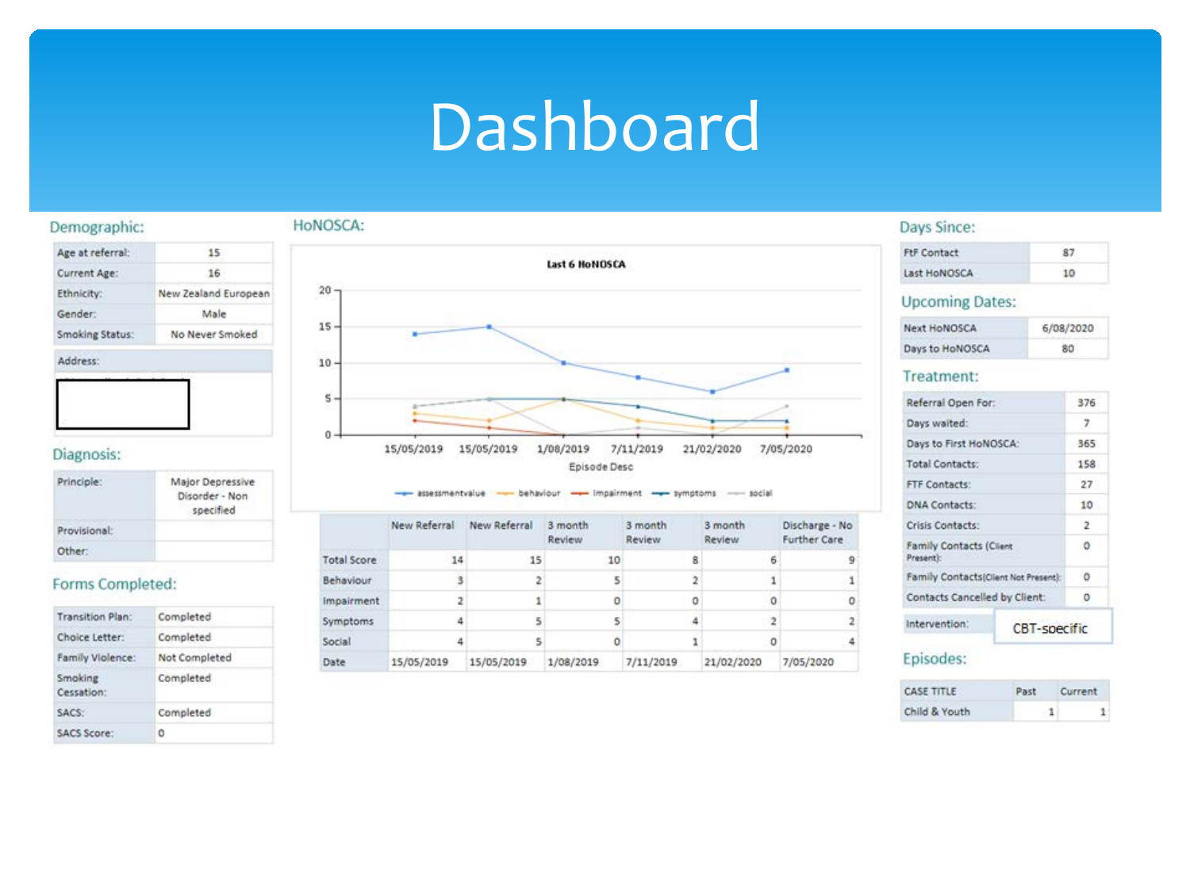# Dashboard

## Demographic:

| | |
|---|---|
| Age at referral: | 15 |
| Current Age: | 16 |
| Ethnicity: | New Zealand European |
| Gender: | Male |
| Smoking Status: | No Never Smoked |

Address:

## Diagnosis:

| | |
|---|---|
| Principle: | Major Depressive Disorder - Non specified |
| Provisional: | |
| Other: | |

## Forms Completed:

| | |
|---|---|
| Transition Plan: | Completed |
| Choice Letter: | Completed |
| Family Violence: | Not Completed |
| Smoking Cessation: | Completed |
| SACS: | Completed |
| SACS Score: | 0 |

## HoNOSCA:

Last 6 HoNOSCA

20
15
10
5
0

15/05/2019 15/05/2019 1/08/2019 7/11/2019 21/02/2020 7/05/2020

Episode Desc

assessmentvalue behaviour impairment symptoms social

| | New Referral | New Referral | 3 month Review | 3 month Review | 3 month Review | Discharge - No Further Care |
|---|---|---|---|---|---|---|
| Total Score | 14 | 15 | 10 | 8 | 6 | 9 |
| Behaviour | 3 | 2 | 5 | 2 | 1 | 1 |
| Impairment | 2 | 1 | 0 | 0 | 0 | 0 |
| Symptoms | 4 | 5 | 5 | 4 | 2 | 2 |
| Social | 4 | 5 | 0 | 1 | 0 | 4 |
| Date | 15/05/2019 | 15/05/2019 | 1/08/2019 | 7/11/2019 | 21/02/2020 | 7/05/2020 |

## Days Since:

| | |
|---|---|
| FtF Contact | 87 |
| Last HoNOSCA | 10 |

## Upcoming Dates:

| | |
|---|---|
| Next HoNOSCA | 6/08/2020 |
| Days to HoNOSCA | 80 |

## Treatment:

| | |
|---|---|
| Referral Open For: | 376 |
| Days waited: | 7 |
| Days to First HoNOSCA: | 365 |
| Total Contacts: | 158 |
| FTF Contacts: | 27 |
| DNA Contacts: | 10 |
| Crisis Contacts: | 2 |
| Family Contacts (Client Present): | 0 |
| Family Contacts(Client Not Present): | 0 |
| Contacts Cancelled by Client: | 0 |
| Intervention: | CBT-specific |

## Episodes:

| CASE TITLE | Past | Current |
|---|---|---|
| Child & Youth | 1 | 1 |